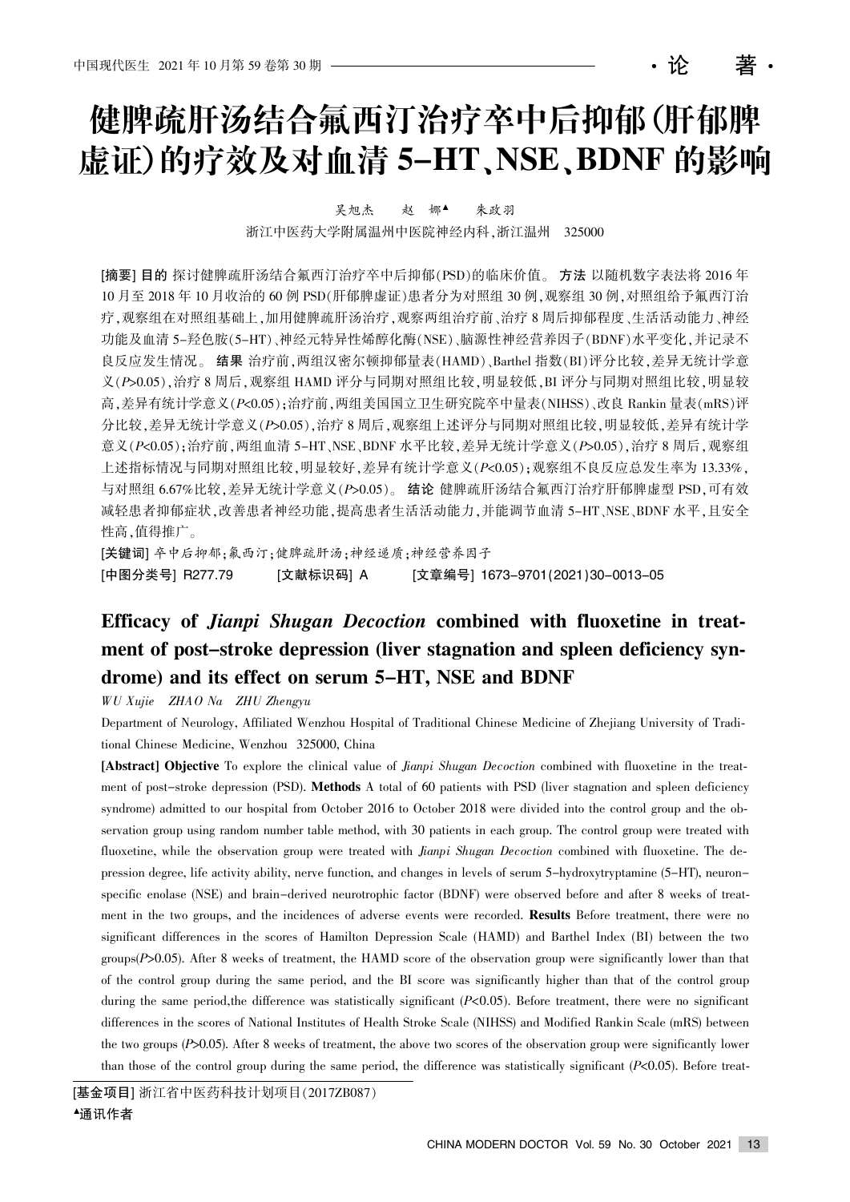·论 著·

# 健脾疏肝汤结合氟西汀治疗卒中后抑郁(肝郁脾虚证)的疗效及对血清 5-HT、NSE、BDNF 的影响

吴旭杰　赵 娜▲　朱政羽

浙江中医药大学附属温州中医院神经内科,浙江温州　325000

**[摘要] 目的** 探讨健脾疏肝汤结合氟西汀治疗卒中后抑郁(PSD)的临床价值。**方法** 以随机数字表法将 2016 年 10 月至 2018 年 10 月收治的 60 例 PSD(肝郁脾虚证)患者分为对照组 30 例,观察组 30 例,对照组给予氟西汀治疗,观察组在对照组基础上,加用健脾疏肝汤治疗,观察两组治疗前、治疗 8 周后抑郁程度、生活活动能力、神经功能及血清 5-羟色胺(5-HT)、神经元特异性烯醇化酶(NSE)、脑源性神经营养因子(BDNF)水平变化,并记录不良反应发生情况。**结果** 治疗前,两组汉密尔顿抑郁量表(HAMD)、Barthel 指数(BI)评分比较,差异无统计学意义($P$>0.05),治疗 8 周后,观察组 HAMD 评分与同期对照组比较,明显较低,BI 评分与同期对照组比较,明显较高,差异有统计学意义($P$<0.05);治疗前,两组美国国立卫生研究院卒中量表(NIHSS)、改良 Rankin 量表(mRS)评分比较,差异无统计学意义($P$>0.05),治疗 8 周后,观察组上述评分与同期对照组比较,明显较低,差异有统计学意义($P$<0.05);治疗前,两组血清 5-HT、NSE、BDNF 水平比较,差异无统计学意义($P$>0.05),治疗 8 周后,观察组上述指标情况与同期对照组比较,明显较好,差异有统计学意义($P$<0.05);观察组不良反应总发生率为 13.33%,与对照组 6.67%比较,差异无统计学意义($P$>0.05)。**结论** 健脾疏肝汤结合氟西汀治疗肝郁脾虚型 PSD,可有效减轻患者抑郁症状,改善患者神经功能,提高患者生活活动能力,并能调节血清 5-HT、NSE、BDNF 水平,且安全性高,值得推广。

**[关键词]** 卒中后抑郁;氟西汀;健脾疏肝汤;神经递质;神经营养因子

**[中图分类号]** R277.79　　**[文献标识码]** A　　**[文章编号]** 1673-9701(2021)30-0013-05

## Efficacy of *Jianpi Shugan Decoction* combined with fluoxetine in treatment of post-stroke depression (liver stagnation and spleen deficiency syndrome) and its effect on serum 5-HT, NSE and BDNF

*WU Xujie　ZHAO Na　ZHU Zhengyu*

Department of Neurology, Affiliated Wenzhou Hospital of Traditional Chinese Medicine of Zhejiang University of Traditional Chinese Medicine, Wenzhou　325000, China

**[Abstract] Objective** To explore the clinical value of *Jianpi Shugan Decoction* combined with fluoxetine in the treatment of post-stroke depression (PSD). **Methods** A total of 60 patients with PSD (liver stagnation and spleen deficiency syndrome) admitted to our hospital from October 2016 to October 2018 were divided into the control group and the observation group using random number table method, with 30 patients in each group. The control group were treated with fluoxetine, while the observation group were treated with *Jianpi Shugan Decoction* combined with fluoxetine. The depression degree, life activity ability, nerve function, and changes in levels of serum 5-hydroxytryptamine (5-HT), neuron-specific enolase (NSE) and brain-derived neurotrophic factor (BDNF) were observed before and after 8 weeks of treatment in the two groups, and the incidences of adverse events were recorded. **Results** Before treatment, there were no significant differences in the scores of Hamilton Depression Scale (HAMD) and Barthel Index (BI) between the two groups($P$>0.05). After 8 weeks of treatment, the HAMD score of the observation group were significantly lower than that of the control group during the same period, and the BI score was significantly higher than that of the control group during the same period,the difference was statistically significant ($P$<0.05). Before treatment, there were no significant differences in the scores of National Institutes of Health Stroke Scale (NIHSS) and Modified Rankin Scale (mRS) between the two groups ($P$>0.05). After 8 weeks of treatment, the above two scores of the observation group were significantly lower than those of the control group during the same period, the difference was statistically significant ($P$<0.05). Before treat-

---

**[基金项目]** 浙江省中医药科技计划项目(2017ZB087)

▲通讯作者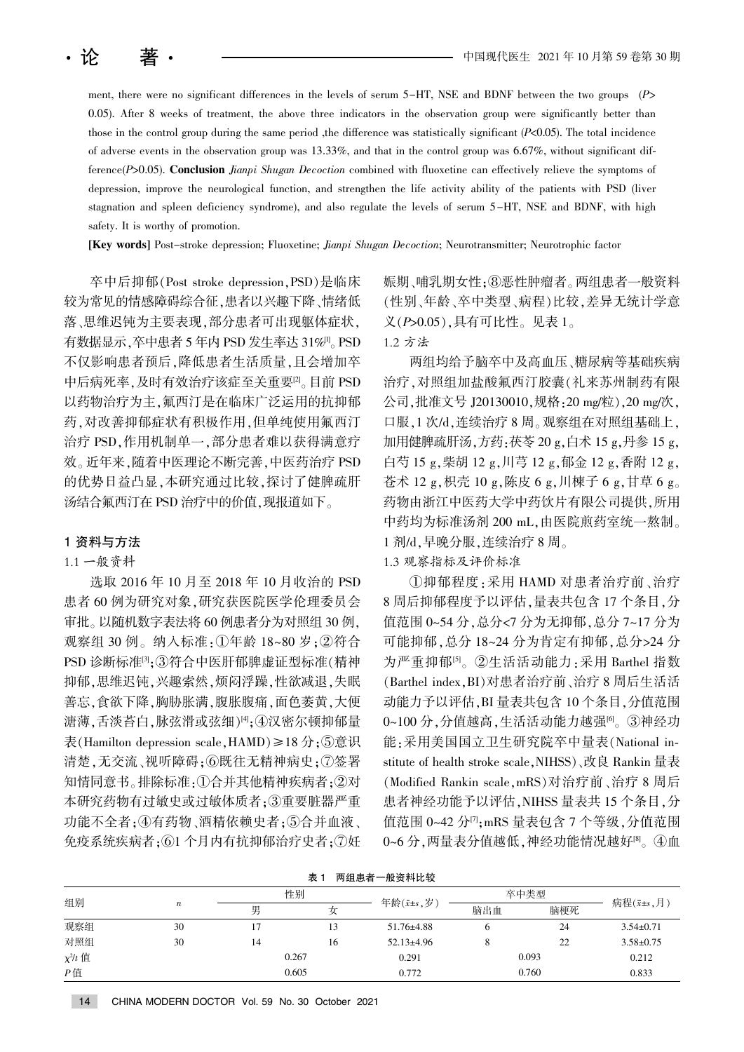ment, there were no significant differences in the levels of serum 5-HT, NSE and BDNF between the two groups ($P$>0.05). After 8 weeks of treatment, the above three indicators in the observation group were significantly better than those in the control group during the same period ,the difference was statistically significant ($P$<0.05). The total incidence of adverse events in the observation group was 13.33%, and that in the control group was 6.67%, without significant difference($P$>0.05). **Conclusion** *Jianpi Shugan Decoction* combined with fluoxetine can effectively relieve the symptoms of depression, improve the neurological function, and strengthen the life activity ability of the patients with PSD (liver stagnation and spleen deficiency syndrome), and also regulate the levels of serum 5-HT, NSE and BDNF, with high safety. It is worthy of promotion.

**[Key words]** Post-stroke depression; Fluoxetine; *Jianpi Shugan Decoction*; Neurotransmitter; Neurotrophic factor

卒中后抑郁(Post stroke depression,PSD)是临床较为常见的情感障碍综合征,患者以兴趣下降、情绪低落、思维迟钝为主要表现,部分患者可出现躯体症状,有数据显示,卒中患者 5 年内 PSD 发生率达 31%[1]。PSD 不仅影响患者预后,降低患者生活质量,且会增加卒中后病死率,及时有效治疗该症至关重要[2]。目前 PSD 以药物治疗为主,氟西汀是在临床广泛运用的抗抑郁药,对改善抑郁症状有积极作用,但单纯使用氟西汀治疗 PSD,作用机制单一,部分患者难以获得满意疗效。近年来,随着中医理论不断完善,中医药治疗 PSD 的优势日益凸显,本研究通过比较,探讨了健脾疏肝汤结合氟西汀在 PSD 治疗中的价值,现报道如下。

## 1 资料与方法

### 1.1 一般资料

选取 2016 年 10 月至 2018 年 10 月收治的 PSD 患者 60 例为研究对象,研究获医院医学伦理委员会审批。以随机数字表法将 60 例患者分为对照组 30 例,观察组 30 例。纳入标准:①年龄 18~80 岁;②符合 PSD 诊断标准[3];③符合中医肝郁脾虚证型标准(精神抑郁,思维迟钝,兴趣索然,烦闷浮躁,性欲减退,失眠善忘,食欲下降,胸胁胀满,腹胀腹痛,面色萎黄,大便溏薄,舌淡苔白,脉弦滑或弦细)[4];④汉密尔顿抑郁量表(Hamilton depression scale,HAMD)≥18 分;⑤意识清楚,无交流、视听障碍;⑥既往无精神病史;⑦签署知情同意书。排除标准:①合并其他精神疾病者;②对本研究药物有过敏史或过敏体质者;③重要脏器严重功能不全者;④有药物、酒精依赖史者;⑤合并血液、免疫系统疾病者;⑥1 个月内有抗抑郁治疗史者;⑦妊娠期、哺乳期女性;⑧恶性肿瘤者。两组患者一般资料(性别、年龄、卒中类型、病程)比较,差异无统计学意义($P$>0.05),具有可比性。见表 1。

### 1.2 方法

两组均给予脑卒中及高血压、糖尿病等基础疾病治疗,对照组加盐酸氟西汀胶囊(礼来苏州制药有限公司,批准文号 J20130010,规格:20 mg/粒),20 mg/次,口服,1 次/d,连续治疗 8 周。观察组在对照组基础上,加用健脾疏肝汤,方药:茯苓 20 g,白术 15 g,丹参 15 g,白芍 15 g,柴胡 12 g,川芎 12 g,郁金 12 g,香附 12 g,苍术 12 g,枳壳 10 g,陈皮 6 g,川楝子 6 g,甘草 6 g。药物由浙江中医药大学中药饮片有限公司提供,所用中药均为标准汤剂 200 mL,由医院煎药室统一熬制。1 剂/d,早晚分服,连续治疗 8 周。

### 1.3 观察指标及评价标准

①抑郁程度:采用 HAMD 对患者治疗前、治疗 8 周后抑郁程度予以评估,量表共包含 17 个条目,分值范围 0~54 分,总分<7 分为无抑郁,总分 7~17 分为可能抑郁,总分 18~24 分为肯定有抑郁,总分>24 分为严重抑郁[5]。②生活活动能力:采用 Barthel 指数(Barthel index,BI)对患者治疗前、治疗 8 周后生活活动能力予以评估,BI 量表共包含 10 个条目,分值范围 0~100 分,分值越高,生活活动能力越强[6]。③神经功能:采用美国国立卫生研究院卒中量表(National institute of health stroke scale,NIHSS)、改良 Rankin 量表(Modified Rankin scale,mRS)对治疗前、治疗 8 周后患者神经功能予以评估,NIHSS 量表共 15 个条目,分值范围 0~42 分[7];mRS 量表包含 7 个等级,分值范围 0~6 分,两量表分值越低,神经功能情况越好[8]。④血

表 1 两组患者一般资料比较

| 组别 | $n$ | 性别 | | 年龄($\bar{x}\pm s$,岁) | 卒中类型 | | 病程($\bar{x}\pm s$,月) |
|---|---|---|---|---|---|---|---|
| | | 男 | 女 | | 脑出血 | 脑梗死 | |
| 观察组 | 30 | 17 | 13 | 51.76±4.88 | 6 | 24 | 3.54±0.71 |
| 对照组 | 30 | 14 | 16 | 52.13±4.96 | 8 | 22 | 3.58±0.75 |
| $\chi^2/t$ 值 | | 0.267 | | 0.291 | 0.093 | | 0.212 |
| $P$ 值 | | 0.605 | | 0.772 | 0.760 | | 0.833 |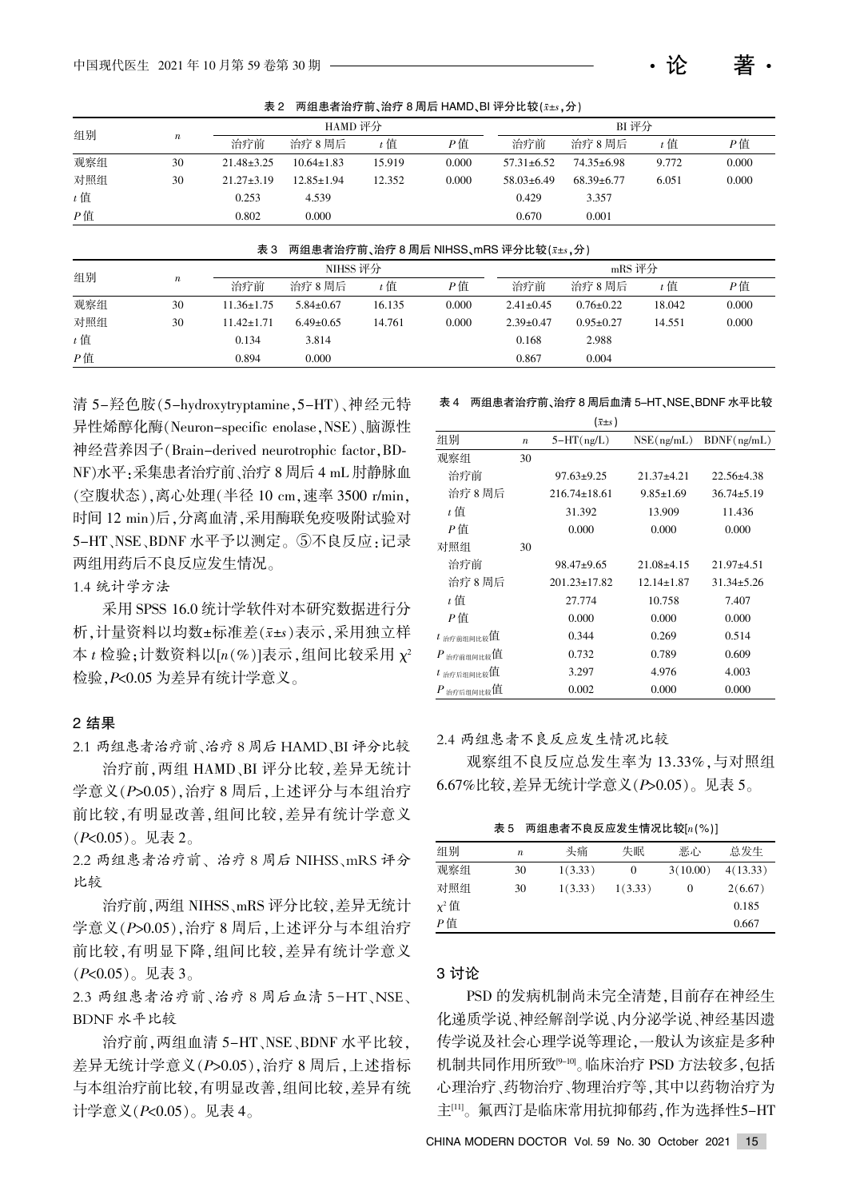表 2　两组患者治疗前、治疗 8 周后 HAMD、BI 评分比较($\bar{x}\pm s$，分)

| 组别 | $n$ | HAMD 评分 | | | | BI 评分 | | | |
|---|---|---|---|---|---|---|---|---|---|
| | | 治疗前 | 治疗 8 周后 | $t$ 值 | $P$ 值 | 治疗前 | 治疗 8 周后 | $t$ 值 | $P$ 值 |
| 观察组 | 30 | 21.48±3.25 | 10.64±1.83 | 15.919 | 0.000 | 57.31±6.52 | 74.35±6.98 | 9.772 | 0.000 |
| 对照组 | 30 | 21.27±3.19 | 12.85±1.94 | 12.352 | 0.000 | 58.03±6.49 | 68.39±6.77 | 6.051 | 0.000 |
| $t$ 值 | | 0.253 | 4.539 | | | 0.429 | 3.357 | | |
| $P$ 值 | | 0.802 | 0.000 | | | 0.670 | 0.001 | | |

表 3　两组患者治疗前、治疗 8 周后 NIHSS、mRS 评分比较($\bar{x}\pm s$，分)

| 组别 | $n$ | NIHSS 评分 | | | | mRS 评分 | | | |
|---|---|---|---|---|---|---|---|---|---|
| | | 治疗前 | 治疗 8 周后 | $t$ 值 | $P$ 值 | 治疗前 | 治疗 8 周后 | $t$ 值 | $P$ 值 |
| 观察组 | 30 | 11.36±1.75 | 5.84±0.67 | 16.135 | 0.000 | 2.41±0.45 | 0.76±0.22 | 18.042 | 0.000 |
| 对照组 | 30 | 11.42±1.71 | 6.49±0.65 | 14.761 | 0.000 | 2.39±0.47 | 0.95±0.27 | 14.551 | 0.000 |
| $t$ 值 | | 0.134 | 3.814 | | | 0.168 | 2.988 | | |
| $P$ 值 | | 0.894 | 0.000 | | | 0.867 | 0.004 | | |

清 5-羟色胺(5-hydroxytryptamine，5-HT)、神经元特异性烯醇化酶(Neuron-specific enolase，NSE)、脑源性神经营养因子(Brain-derived neurotrophic factor，BDNF)水平：采集患者治疗前、治疗 8 周后 4 mL 肘静脉血(空腹状态)，离心处理(半径 10 cm，速率 3500 r/min，时间 12 min)后，分离血清，采用酶联免疫吸附试验对 5-HT、NSE、BDNF 水平予以测定。⑤不良反应：记录两组用药后不良反应发生情况。

### 1.4 统计学方法

采用 SPSS 16.0 统计学软件对本研究数据进行分析，计量资料以均数±标准差($\bar{x}\pm s$)表示，采用独立样本 $t$ 检验；计数资料以[$n$(%)]表示，组间比较采用 $\chi^2$ 检验，$P<0.05$ 为差异有统计学意义。

## 2 结果

### 2.1 两组患者治疗前、治疗 8 周后 HAMD、BI 评分比较

治疗前，两组 HAMD、BI 评分比较，差异无统计学意义($P>0.05$)，治疗 8 周后，上述评分与本组治疗前比较，有明显改善，组间比较，差异有统计学意义($P<0.05$)。见表 2。

### 2.2 两组患者治疗前、治疗 8 周后 NIHSS、mRS 评分比较

治疗前，两组 NIHSS、mRS 评分比较，差异无统计学意义($P>0.05$)，治疗 8 周后，上述评分与本组治疗前比较，有明显下降，组间比较，差异有统计学意义($P<0.05$)。见表 3。

### 2.3 两组患者治疗前、治疗 8 周后血清 5-HT、NSE、BDNF 水平比较

治疗前，两组血清 5-HT、NSE、BDNF 水平比较，差异无统计学意义($P>0.05$)，治疗 8 周后，上述指标与本组治疗前比较，有明显改善，组间比较，差异有统计学意义($P<0.05$)。见表 4。

表 4　两组患者治疗前、治疗 8 周后血清 5-HT、NSE、BDNF 水平比较($\bar{x}\pm s$)

| 组别 | $n$ | 5-HT(ng/L) | NSE(ng/mL) | BDNF(ng/mL) |
|---|---|---|---|---|
| 观察组 | 30 | | | |
| 治疗前 | | 97.63±9.25 | 21.37±4.21 | 22.56±4.38 |
| 治疗 8 周后 | | 216.74±18.61 | 9.85±1.69 | 36.74±5.19 |
| $t$ 值 | | 31.392 | 13.909 | 11.436 |
| $P$ 值 | | 0.000 | 0.000 | 0.000 |
| 对照组 | 30 | | | |
| 治疗前 | | 98.47±9.65 | 21.08±4.15 | 21.97±4.51 |
| 治疗 8 周后 | | 201.23±17.82 | 12.14±1.87 | 31.34±5.26 |
| $t$ 值 | | 27.774 | 10.758 | 7.407 |
| $P$ 值 | | 0.000 | 0.000 | 0.000 |
| $t_{治疗前组间比较}$值 | | 0.344 | 0.269 | 0.514 |
| $P_{治疗前组间比较}$值 | | 0.732 | 0.789 | 0.609 |
| $t_{治疗后组间比较}$值 | | 3.297 | 4.976 | 4.003 |
| $P_{治疗后组间比较}$值 | | 0.002 | 0.000 | 0.000 |

### 2.4 两组患者不良反应发生情况比较

观察组不良反应总发生率为 13.33%，与对照组 6.67%比较，差异无统计学意义($P>0.05$)。见表 5。

表 5　两组患者不良反应发生情况比较[$n$(%)]

| 组别 | $n$ | 头痛 | 失眠 | 恶心 | 总发生 |
|---|---|---|---|---|---|
| 观察组 | 30 | 1(3.33) | 0 | 3(10.00) | 4(13.33) |
| 对照组 | 30 | 1(3.33) | 1(3.33) | 0 | 2(6.67) |
| $\chi^2$ 值 | | | | | 0.185 |
| $P$ 值 | | | | | 0.667 |

## 3 讨论

PSD 的发病机制尚未完全清楚，目前存在神经生化递质学说、神经解剖学说、内分泌学说、神经基因遗传学说及社会心理学说等理论，一般认为该症是多种机制共同作用所致[9-10]。临床治疗 PSD 方法较多，包括心理治疗、药物治疗、物理治疗等，其中以药物治疗为主[11]。氟西汀是临床常用抗抑郁药，作为选择性5-HT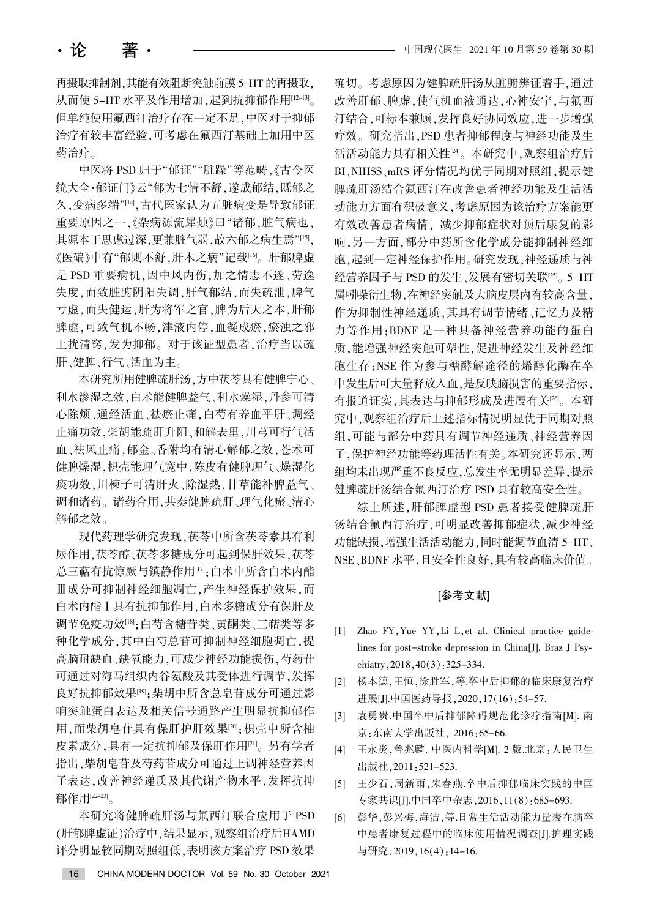再摄取抑制剂,其能有效阻断突触前膜 5-HT 的再摄取,从而使 5-HT 水平及作用增加,起到抗抑郁作用[12-13]。但单纯使用氟西汀治疗存在一定不足,中医对于抑郁治疗有较丰富经验,可考虑在氟西汀基础上加用中医药治疗。

中医将 PSD 归于"郁证""脏躁"等范畴,《古今医统大全·郁证门》云"郁为七情不舒,遂成郁结,既郁之久,变病多端"[14],古代医家认为五脏病变是导致郁证重要原因之一,《杂病源流犀烛》曰"诸郁,脏气病也,其源本于思虑过深,更兼脏气弱,故六郁之病生焉"[15],《医碥》中有"郁则不舒,肝木之病"记载[16]。肝郁脾虚是 PSD 重要病机,因中风内伤,加之情志不遂、劳逸失度,而致脏腑阴阳失调,肝气郁结,而失疏泄,脾气亏虚,而失健运,肝为将军之官,脾为后天之本,肝郁脾虚,可致气机不畅,津液内停,血凝成瘀,瘀浊之邪上扰清窍,发为抑郁。对于该证型患者,治疗当以疏肝、健脾、行气、活血为主。

本研究所用健脾疏肝汤,方中茯苓具有健脾宁心、利水渗湿之效,白术能健脾益气、利水燥湿,丹参可清心除烦、通经活血、祛瘀止痛,白芍有养血平肝、调经止痛功效,柴胡能疏肝升阳、和解表里,川芎可行气活血、祛风止痛,郁金、香附均有清心解郁之效,苍术可健脾燥湿,枳壳能理气宽中,陈皮有健脾理气、燥湿化痰功效,川楝子可清肝火、除湿热,甘草能补脾益气、调和诸药。诸药合用,共奏健脾疏肝、理气化瘀、清心解郁之效。

现代药理学研究发现,茯苓中所含茯苓素具有利尿作用,茯苓醇、茯苓多糖成分可起到保肝效果,茯苓总三萜有抗惊厥与镇静作用[17];白术中所含白术内酯Ⅲ成分可抑制神经细胞凋亡,产生神经保护效果,而白术内酯Ⅰ具有抗抑郁作用,白术多糖成分有保肝及调节免疫功效[18];白芍含糖苷类、黄酮类、三萜类等多种化学成分,其中白芍总苷可抑制神经细胞凋亡,提高脑耐缺血、缺氧能力,可减少神经功能损伤,芍药苷可通过对海马组织内谷氨酸及其受体进行调节,发挥良好抗抑郁效果[19];柴胡中所含总皂苷成分可通过影响突触蛋白表达及相关信号通路产生明显抗抑郁作用,而柴胡皂苷具有保肝护肝效果[20];枳壳中所含柚皮素成分,具有一定抗抑郁及保肝作用[21]。另有学者指出,柴胡皂苷及芍药苷成分可通过上调神经营养因子表达,改善神经递质及其代谢产物水平,发挥抗抑郁作用[22-23]。

本研究将健脾疏肝汤与氟西汀联合应用于 PSD(肝郁脾虚证)治疗中,结果显示,观察组治疗后HAMD评分明显较同期对照组低,表明该方案治疗 PSD 效果确切。考虑原因为健脾疏肝汤从脏腑辨证着手,通过改善肝郁、脾虚,使气机血液通达,心神安宁,与氟西汀结合,可标本兼顾,发挥良好协同效应,进一步增强疗效。研究指出,PSD 患者抑郁程度与神经功能及生活活动能力具有相关性[24]。本研究中,观察组治疗后BI、NIHSS、mRS 评分情况均优于同期对照组,提示健脾疏肝汤结合氟西汀在改善患者神经功能及生活活动能力方面有积极意义,考虑原因为该治疗方案能更有效改善患者病情, 减少抑郁症状对预后康复的影响,另一方面,部分中药所含化学成分能抑制神经细胞,起到一定神经保护作用。研究发现,神经递质与神经营养因子与 PSD 的发生、发展有密切关联[25]。5-HT属吲哚衍生物,在神经突触及大脑皮层内有较高含量,作为抑制性神经递质,其具有调节情绪、记忆力及精力等作用;BDNF 是一种具备神经营养功能的蛋白质,能增强神经突触可塑性,促进神经发生及神经细胞生存;NSE 作为参与糖酵解途径的烯醇化酶在卒中发生后可大量释放入血,是反映脑损害的重要指标,有报道证实,其表达与抑郁形成及进展有关[26]。本研究中,观察组治疗后上述指标情况明显优于同期对照组,可能与部分中药具有调节神经递质、神经营养因子,保护神经功能等药理活性有关。本研究还显示,两组均未出现严重不良反应,总发生率无明显差异,提示健脾疏肝汤结合氟西汀治疗 PSD 具有较高安全性。

综上所述,肝郁脾虚型 PSD 患者接受健脾疏肝汤结合氟西汀治疗,可明显改善抑郁症状,减少神经功能缺损,增强生活活动能力,同时能调节血清 5-HT、NSE、BDNF 水平,且安全性良好,具有较高临床价值。

## [参考文献]

[1] Zhao FY, Yue YY, Li L, et al. Clinical practice guidelines for post-stroke depression in China[J]. Braz J Psychiatry, 2018, 40(3): 325-334.

[2] 杨本德,王恒,徐胜军,等.卒中后抑郁的临床康复治疗进展[J].中国医药导报,2020,17(16):54-57.

[3] 袁勇贵.中国卒中后抑郁障碍规范化诊疗指南[M]. 南京:东南大学出版社, 2016:65-66.

[4] 王永炎,鲁兆麟. 中医内科学[M]. 2 版.北京:人民卫生出版社,2011:521-523.

[5] 王少石,周新雨,朱春燕.卒中后抑郁临床实践的中国专家共识[J].中国卒中杂志,2016,11(8):685-693.

[6] 彭华,彭兴梅,海洁,等.日常生活活动能力量表在脑卒中患者康复过程中的临床使用情况调查[J].护理实践与研究,2019,16(4):14-16.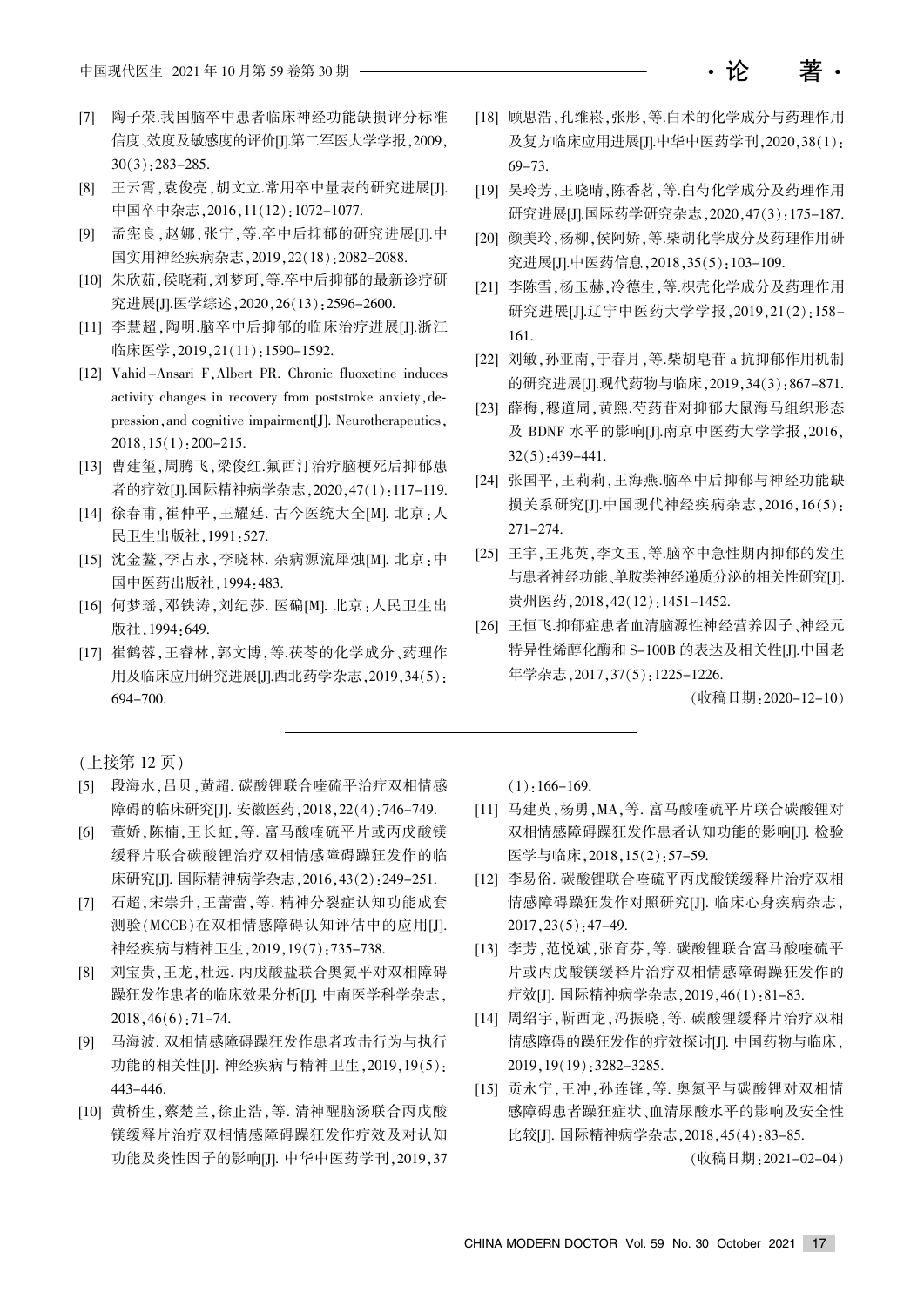[7] 陶子荣.我国脑卒中患者临床神经功能缺损评分标准信度、效度及敏感度的评价[J].第二军医大学学报,2009,30(3):283–285.

[8] 王云霄,袁俊亮,胡文立.常用卒中量表的研究进展[J].中国卒中杂志,2016,11(12):1072–1077.

[9] 孟宪良,赵娜,张宁,等.卒中后抑郁的研究进展[J].中国实用神经疾病杂志,2019,22(18):2082–2088.

[10] 朱欣茹,侯晓莉,刘梦珂,等.卒中后抑郁的最新诊疗研究进展[J].医学综述,2020,26(13):2596–2600.

[11] 李慧超,陶明.脑卒中后抑郁的临床治疗进展[J].浙江临床医学,2019,21(11):1590–1592.

[12] Vahid–Ansari F, Albert PR. Chronic fluoxetine induces activity changes in recovery from poststroke anxiety, depression, and cognitive impairment[J]. Neurotherapeutics, 2018, 15(1): 200–215.

[13] 曹建玺,周腾飞,梁俊红.氟西汀治疗脑梗死后抑郁患者的疗效[J].国际精神病学杂志,2020,47(1):117–119.

[14] 徐春甫,崔仲平,王耀廷. 古今医统大全[M]. 北京:人民卫生出版社,1991:527.

[15] 沈金鳌,李占永,李晓林. 杂病源流犀烛[M]. 北京:中国中医药出版社,1994:483.

[16] 何梦瑶,邓铁涛,刘纪莎. 医碥[M]. 北京:人民卫生出版社,1994:649.

[17] 崔鹤蓉,王睿林,郭文博,等.茯苓的化学成分、药理作用及临床应用研究进展[J].西北药学杂志,2019,34(5):694–700.

[18] 顾思浩,孔维崧,张彤,等.白术的化学成分与药理作用及复方临床应用进展[J].中华中医药学刊,2020,38(1):69–73.

[19] 吴玲芳,王晓晴,陈香茗,等.白芍化学成分及药理作用研究进展[J].国际药学研究杂志,2020,47(3):175–187.

[20] 颜美玲,杨柳,侯阿娇,等.柴胡化学成分及药理作用研究进展[J].中医药信息,2018,35(5):103–109.

[21] 李陈雪,杨玉赫,冷德生,等.枳壳化学成分及药理作用研究进展[J].辽宁中医药大学学报,2019,21(2):158–161.

[22] 刘敏,孙亚南,于春月,等.柴胡皂苷 a 抗抑郁作用机制的研究进展[J].现代药物与临床,2019,34(3):867–871.

[23] 薛梅,穆道周,黄熙.芍药苷对抑郁大鼠海马组织形态及 BDNF 水平的影响[J].南京中医药大学学报,2016,32(5):439–441.

[24] 张国平,王莉莉,王海燕.脑卒中后抑郁与神经功能缺损关系研究[J].中国现代神经疾病杂志,2016,16(5):271–274.

[25] 王宇,王兆英,李文玉,等.脑卒中急性期内抑郁的发生与患者神经功能、单胺类神经递质分泌的相关性研究[J].贵州医药,2018,42(12):1451–1452.

[26] 王恒飞.抑郁症患者血清脑源性神经营养因子、神经元特异性烯醇化酶和 S–100B 的表达及相关性[J].中国老年学杂志,2017,37(5):1225–1226.

(收稿日期:2020–12–10)

---

(上接第 12 页)

[5] 段海水,吕贝,黄超. 碳酸锂联合喹硫平治疗双相情感障碍的临床研究[J]. 安徽医药,2018,22(4):746–749.

[6] 董娇,陈楠,王长虹,等. 富马酸喹硫平片或丙戊酸镁缓释片联合碳酸锂治疗双相情感障碍躁狂发作的临床研究[J]. 国际精神病学杂志,2016,43(2):249–251.

[7] 石超,宋崇升,王蕾蕾,等. 精神分裂症认知功能成套测验(MCCB)在双相情感障碍认知评估中的应用[J]. 神经疾病与精神卫生,2019,19(7):735–738.

[8] 刘宝贵,王龙,杜远. 丙戊酸盐联合奥氮平对双相障碍躁狂发作患者的临床效果分析[J]. 中南医学科学杂志,2018,46(6):71–74.

[9] 马海波. 双相情感障碍躁狂发作患者攻击行为与执行功能的相关性[J]. 神经疾病与精神卫生,2019,19(5):443–446.

[10] 黄桥生,蔡楚兰,徐止浩,等. 清神醒脑汤联合丙戊酸镁缓释片治疗双相情感障碍躁狂发作疗效及对认知功能及炎性因子的影响[J]. 中华中医药学刊,2019,37(1):166–169.

[11] 马建英,杨勇,MA,等. 富马酸喹硫平片联合碳酸锂对双相情感障碍躁狂发作患者认知功能的影响[J]. 检验医学与临床,2018,15(2):57–59.

[12] 李易俗. 碳酸锂联合喹硫平丙戊酸镁缓释片治疗双相情感障碍躁狂发作对照研究[J]. 临床心身疾病杂志,2017,23(5):47–49.

[13] 李芳,范悦斌,张育芬,等. 碳酸锂联合富马酸喹硫平片或丙戊酸镁缓释片治疗双相情感障碍躁狂发作的疗效[J]. 国际精神病学杂志,2019,46(1):81–83.

[14] 周绍宇,靳西龙,冯振晓,等. 碳酸锂缓释片治疗双相情感障碍的躁狂发作的疗效探讨[J]. 中国药物与临床,2019,19(19):3282–3285.

[15] 贡永宁,王冲,孙连锋,等. 奥氮平与碳酸锂对双相情感障碍患者躁狂症状、血清尿酸水平的影响及安全性比较[J]. 国际精神病学杂志,2018,45(4):83–85.

(收稿日期:2021–02–04)